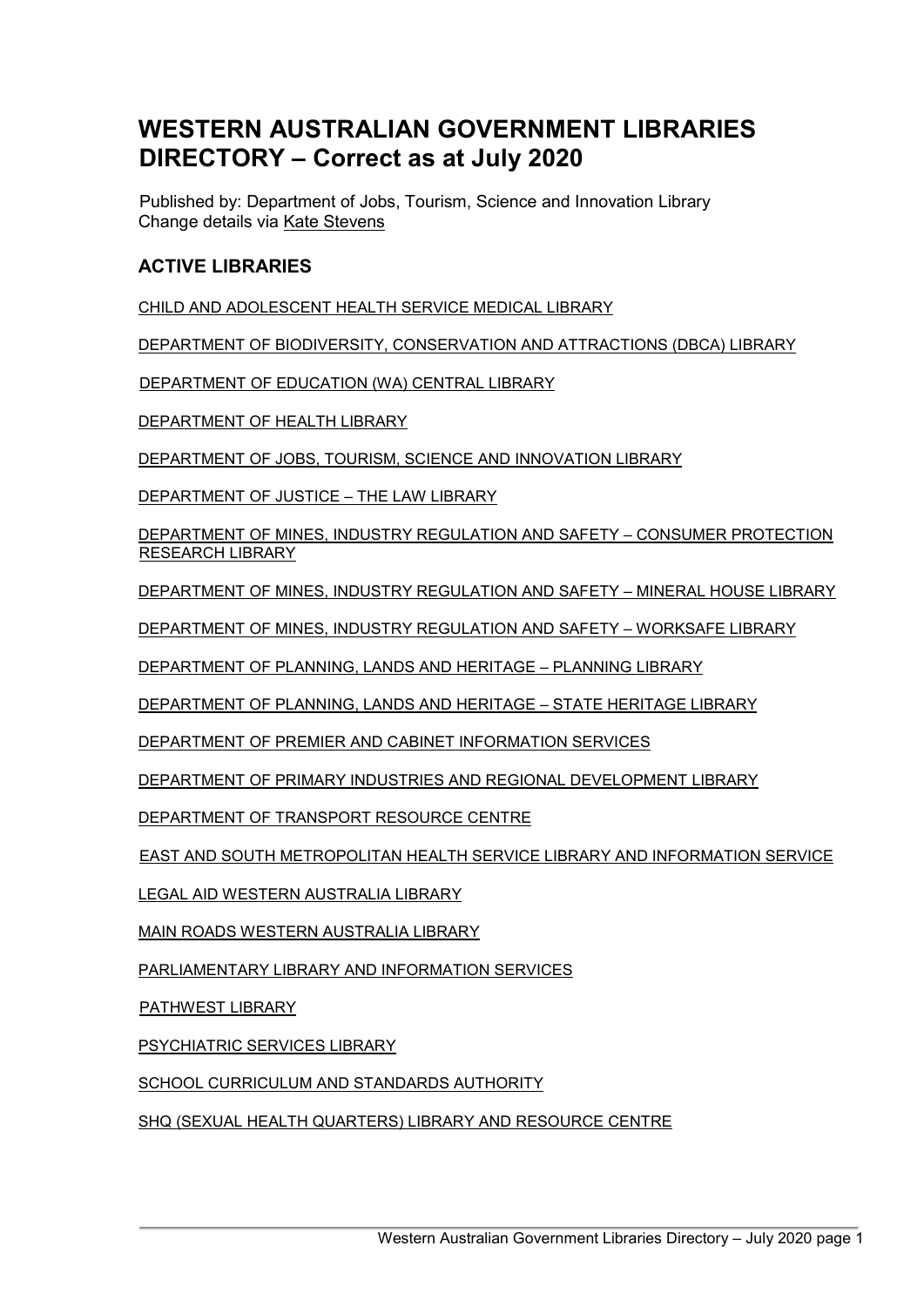# WESTERN AUSTRALIAN GOVERNMENT LIBRARIES DIRECTORY – Correct as at July 2020

Published by: Department of Jobs, Tourism, Science and Innovation Library
Change details via Kate Stevens

## ACTIVE LIBRARIES

CHILD AND ADOLESCENT HEALTH SERVICE MEDICAL LIBRARY

DEPARTMENT OF BIODIVERSITY, CONSERVATION AND ATTRACTIONS (DBCA) LIBRARY

DEPARTMENT OF EDUCATION (WA) CENTRAL LIBRARY

DEPARTMENT OF HEALTH LIBRARY

DEPARTMENT OF JOBS, TOURISM, SCIENCE AND INNOVATION LIBRARY

DEPARTMENT OF JUSTICE – THE LAW LIBRARY

DEPARTMENT OF MINES, INDUSTRY REGULATION AND SAFETY – CONSUMER PROTECTION RESEARCH LIBRARY

DEPARTMENT OF MINES, INDUSTRY REGULATION AND SAFETY – MINERAL HOUSE LIBRARY

DEPARTMENT OF MINES, INDUSTRY REGULATION AND SAFETY – WORKSAFE LIBRARY

DEPARTMENT OF PLANNING, LANDS AND HERITAGE – PLANNING LIBRARY

DEPARTMENT OF PLANNING, LANDS AND HERITAGE – STATE HERITAGE LIBRARY

DEPARTMENT OF PREMIER AND CABINET INFORMATION SERVICES

DEPARTMENT OF PRIMARY INDUSTRIES AND REGIONAL DEVELOPMENT LIBRARY

DEPARTMENT OF TRANSPORT RESOURCE CENTRE

EAST AND SOUTH METROPOLITAN HEALTH SERVICE LIBRARY AND INFORMATION SERVICE

LEGAL AID WESTERN AUSTRALIA LIBRARY

MAIN ROADS WESTERN AUSTRALIA LIBRARY

PARLIAMENTARY LIBRARY AND INFORMATION SERVICES

PATHWEST LIBRARY

PSYCHIATRIC SERVICES LIBRARY

SCHOOL CURRICULUM AND STANDARDS AUTHORITY

SHQ (SEXUAL HEALTH QUARTERS) LIBRARY AND RESOURCE CENTRE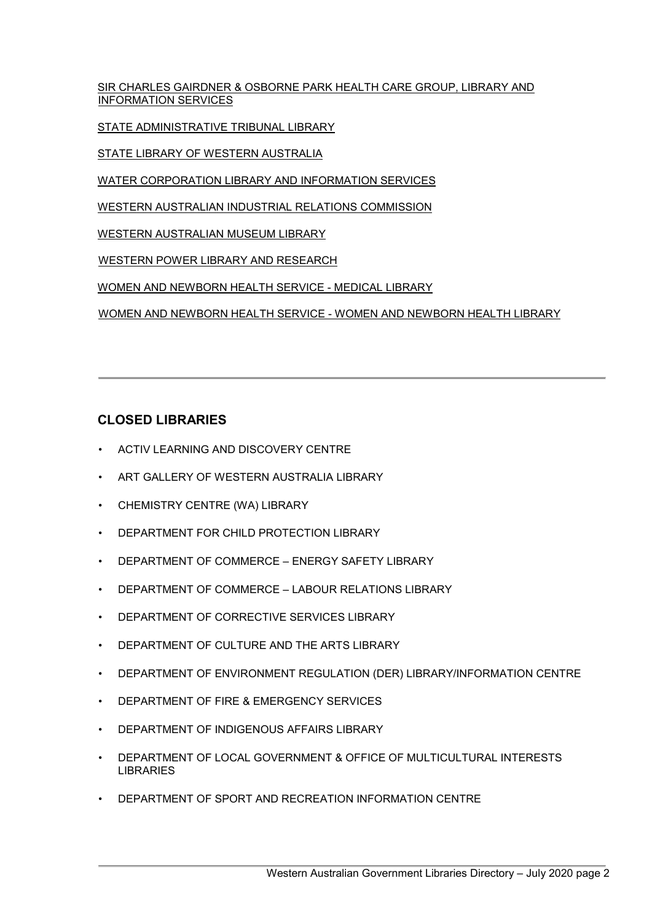SIR CHARLES GAIRDNER & OSBORNE PARK HEALTH CARE GROUP, LIBRARY AND INFORMATION SERVICES

STATE ADMINISTRATIVE TRIBUNAL LIBRARY

STATE LIBRARY OF WESTERN AUSTRALIA

WATER CORPORATION LIBRARY AND INFORMATION SERVICES

WESTERN AUSTRALIAN INDUSTRIAL RELATIONS COMMISSION

WESTERN AUSTRALIAN MUSEUM LIBRARY

WESTERN POWER LIBRARY AND RESEARCH

WOMEN AND NEWBORN HEALTH SERVICE - MEDICAL LIBRARY

WOMEN AND NEWBORN HEALTH SERVICE - WOMEN AND NEWBORN HEALTH LIBRARY

---

## CLOSED LIBRARIES

- ACTIV LEARNING AND DISCOVERY CENTRE
- ART GALLERY OF WESTERN AUSTRALIA LIBRARY
- CHEMISTRY CENTRE (WA) LIBRARY
- DEPARTMENT FOR CHILD PROTECTION LIBRARY
- DEPARTMENT OF COMMERCE – ENERGY SAFETY LIBRARY
- DEPARTMENT OF COMMERCE – LABOUR RELATIONS LIBRARY
- DEPARTMENT OF CORRECTIVE SERVICES LIBRARY
- DEPARTMENT OF CULTURE AND THE ARTS LIBRARY
- DEPARTMENT OF ENVIRONMENT REGULATION (DER) LIBRARY/INFORMATION CENTRE
- DEPARTMENT OF FIRE & EMERGENCY SERVICES
- DEPARTMENT OF INDIGENOUS AFFAIRS LIBRARY
- DEPARTMENT OF LOCAL GOVERNMENT & OFFICE OF MULTICULTURAL INTERESTS LIBRARIES
- DEPARTMENT OF SPORT AND RECREATION INFORMATION CENTRE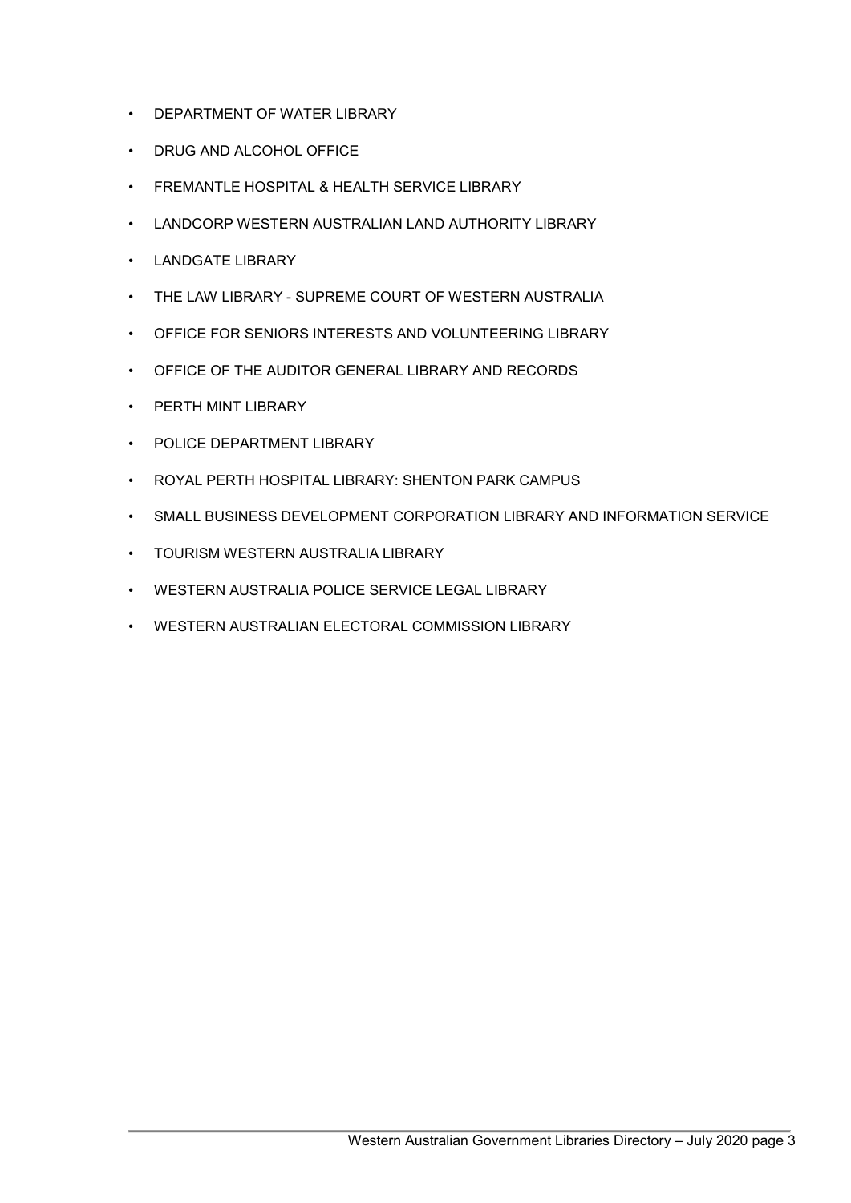- DEPARTMENT OF WATER LIBRARY
- DRUG AND ALCOHOL OFFICE
- FREMANTLE HOSPITAL & HEALTH SERVICE LIBRARY
- LANDCORP WESTERN AUSTRALIAN LAND AUTHORITY LIBRARY
- LANDGATE LIBRARY
- THE LAW LIBRARY - SUPREME COURT OF WESTERN AUSTRALIA
- OFFICE FOR SENIORS INTERESTS AND VOLUNTEERING LIBRARY
- OFFICE OF THE AUDITOR GENERAL LIBRARY AND RECORDS
- PERTH MINT LIBRARY
- POLICE DEPARTMENT LIBRARY
- ROYAL PERTH HOSPITAL LIBRARY: SHENTON PARK CAMPUS
- SMALL BUSINESS DEVELOPMENT CORPORATION LIBRARY AND INFORMATION SERVICE
- TOURISM WESTERN AUSTRALIA LIBRARY
- WESTERN AUSTRALIA POLICE SERVICE LEGAL LIBRARY
- WESTERN AUSTRALIAN ELECTORAL COMMISSION LIBRARY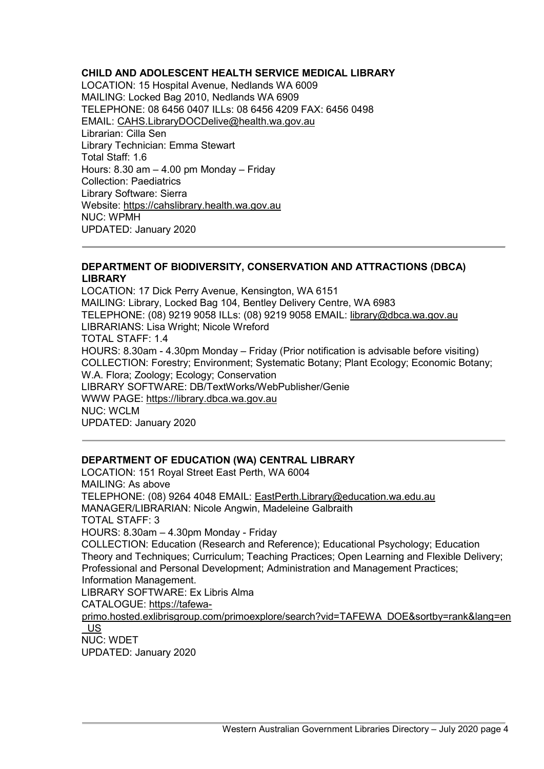**CHILD AND ADOLESCENT HEALTH SERVICE MEDICAL LIBRARY**

LOCATION: 15 Hospital Avenue, Nedlands WA 6009
MAILING: Locked Bag 2010, Nedlands WA 6909
TELEPHONE: 08 6456 0407 ILLs: 08 6456 4209 FAX: 6456 0498
EMAIL: CAHS.LibraryDOCDelive@health.wa.gov.au
Librarian: Cilla Sen
Library Technician: Emma Stewart
Total Staff: 1.6
Hours: 8.30 am – 4.00 pm Monday – Friday
Collection: Paediatrics
Library Software: Sierra
Website: https://cahslibrary.health.wa.gov.au
NUC: WPMH
UPDATED: January 2020

---

**DEPARTMENT OF BIODIVERSITY, CONSERVATION AND ATTRACTIONS (DBCA) LIBRARY**

LOCATION: 17 Dick Perry Avenue, Kensington, WA 6151
MAILING: Library, Locked Bag 104, Bentley Delivery Centre, WA 6983
TELEPHONE: (08) 9219 9058 ILLs: (08) 9219 9058 EMAIL: library@dbca.wa.gov.au
LIBRARIANS: Lisa Wright; Nicole Wreford
TOTAL STAFF: 1.4
HOURS: 8.30am - 4.30pm Monday – Friday (Prior notification is advisable before visiting)
COLLECTION: Forestry; Environment; Systematic Botany; Plant Ecology; Economic Botany; W.A. Flora; Zoology; Ecology; Conservation
LIBRARY SOFTWARE: DB/TextWorks/WebPublisher/Genie
WWW PAGE: https://library.dbca.wa.gov.au
NUC: WCLM
UPDATED: January 2020

---

**DEPARTMENT OF EDUCATION (WA) CENTRAL LIBRARY**

LOCATION: 151 Royal Street East Perth, WA 6004
MAILING: As above
TELEPHONE: (08) 9264 4048 EMAIL: EastPerth.Library@education.wa.edu.au
MANAGER/LIBRARIAN: Nicole Angwin, Madeleine Galbraith
TOTAL STAFF: 3
HOURS: 8.30am – 4.30pm Monday - Friday
COLLECTION: Education (Research and Reference); Educational Psychology; Education Theory and Techniques; Curriculum; Teaching Practices; Open Learning and Flexible Delivery; Professional and Personal Development; Administration and Management Practices; Information Management.
LIBRARY SOFTWARE: Ex Libris Alma
CATALOGUE: https://tafewa-primo.hosted.exlibrisgroup.com/primoexplore/search?vid=TAFEWA_DOE&sortby=rank&lang=en_US
NUC: WDET
UPDATED: January 2020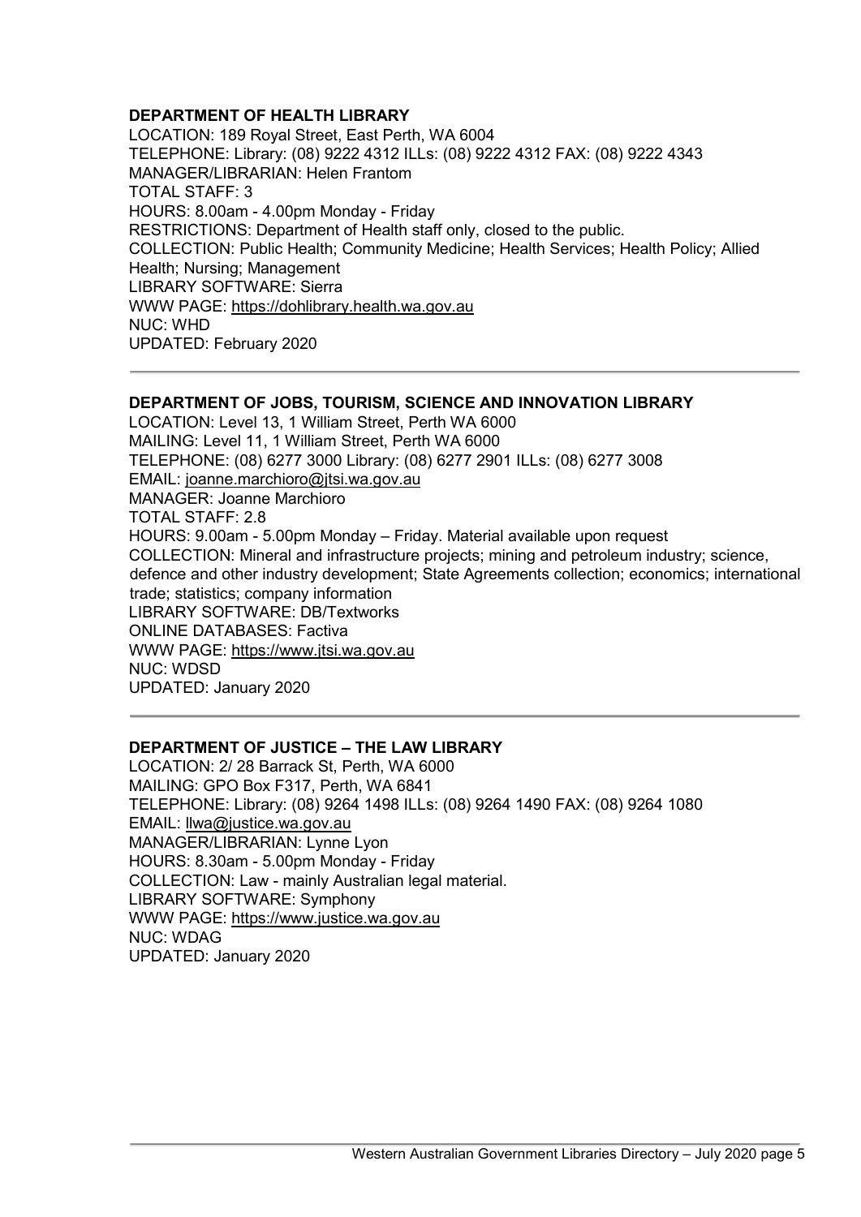**DEPARTMENT OF HEALTH LIBRARY**

LOCATION: 189 Royal Street, East Perth, WA 6004
TELEPHONE: Library: (08) 9222 4312 ILLs: (08) 9222 4312 FAX: (08) 9222 4343
MANAGER/LIBRARIAN: Helen Frantom
TOTAL STAFF: 3
HOURS: 8.00am - 4.00pm Monday - Friday
RESTRICTIONS: Department of Health staff only, closed to the public.
COLLECTION: Public Health; Community Medicine; Health Services; Health Policy; Allied Health; Nursing; Management
LIBRARY SOFTWARE: Sierra
WWW PAGE: https://dohlibrary.health.wa.gov.au
NUC: WHD
UPDATED: February 2020

---

**DEPARTMENT OF JOBS, TOURISM, SCIENCE AND INNOVATION LIBRARY**

LOCATION: Level 13, 1 William Street, Perth WA 6000
MAILING: Level 11, 1 William Street, Perth WA 6000
TELEPHONE: (08) 6277 3000 Library: (08) 6277 2901 ILLs: (08) 6277 3008
EMAIL: joanne.marchioro@jtsi.wa.gov.au
MANAGER: Joanne Marchioro
TOTAL STAFF: 2.8
HOURS: 9.00am - 5.00pm Monday – Friday. Material available upon request
COLLECTION: Mineral and infrastructure projects; mining and petroleum industry; science, defence and other industry development; State Agreements collection; economics; international trade; statistics; company information
LIBRARY SOFTWARE: DB/Textworks
ONLINE DATABASES: Factiva
WWW PAGE: https://www.jtsi.wa.gov.au
NUC: WDSD
UPDATED: January 2020

---

**DEPARTMENT OF JUSTICE – THE LAW LIBRARY**

LOCATION: 2/ 28 Barrack St, Perth, WA 6000
MAILING: GPO Box F317, Perth, WA 6841
TELEPHONE: Library: (08) 9264 1498 ILLs: (08) 9264 1490 FAX: (08) 9264 1080
EMAIL: llwa@justice.wa.gov.au
MANAGER/LIBRARIAN: Lynne Lyon
HOURS: 8.30am - 5.00pm Monday - Friday
COLLECTION: Law - mainly Australian legal material.
LIBRARY SOFTWARE: Symphony
WWW PAGE: https://www.justice.wa.gov.au
NUC: WDAG
UPDATED: January 2020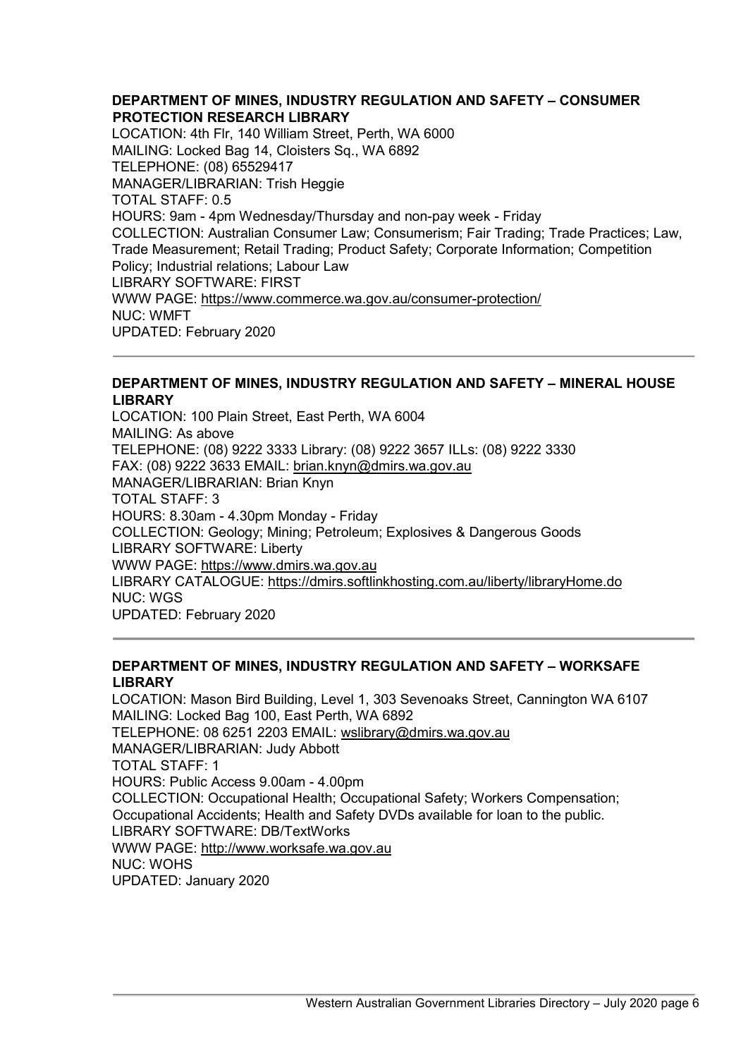## DEPARTMENT OF MINES, INDUSTRY REGULATION AND SAFETY – CONSUMER PROTECTION RESEARCH LIBRARY

LOCATION: 4th Flr, 140 William Street, Perth, WA 6000
MAILING: Locked Bag 14, Cloisters Sq., WA 6892
TELEPHONE: (08) 65529417
MANAGER/LIBRARIAN: Trish Heggie
TOTAL STAFF: 0.5
HOURS: 9am - 4pm Wednesday/Thursday and non-pay week - Friday
COLLECTION: Australian Consumer Law; Consumerism; Fair Trading; Trade Practices; Law, Trade Measurement; Retail Trading; Product Safety; Corporate Information; Competition Policy; Industrial relations; Labour Law
LIBRARY SOFTWARE: FIRST
WWW PAGE: https://www.commerce.wa.gov.au/consumer-protection/
NUC: WMFT
UPDATED: February 2020

---

## DEPARTMENT OF MINES, INDUSTRY REGULATION AND SAFETY – MINERAL HOUSE LIBRARY

LOCATION: 100 Plain Street, East Perth, WA 6004
MAILING: As above
TELEPHONE: (08) 9222 3333 Library: (08) 9222 3657 ILLs: (08) 9222 3330
FAX: (08) 9222 3633 EMAIL: brian.knyn@dmirs.wa.gov.au
MANAGER/LIBRARIAN: Brian Knyn
TOTAL STAFF: 3
HOURS: 8.30am - 4.30pm Monday - Friday
COLLECTION: Geology; Mining; Petroleum; Explosives & Dangerous Goods
LIBRARY SOFTWARE: Liberty
WWW PAGE: https://www.dmirs.wa.gov.au
LIBRARY CATALOGUE: https://dmirs.softlinkhosting.com.au/liberty/libraryHome.do
NUC: WGS
UPDATED: February 2020

---

## DEPARTMENT OF MINES, INDUSTRY REGULATION AND SAFETY – WORKSAFE LIBRARY

LOCATION: Mason Bird Building, Level 1, 303 Sevenoaks Street, Cannington WA 6107
MAILING: Locked Bag 100, East Perth, WA 6892
TELEPHONE: 08 6251 2203 EMAIL: wslibrary@dmirs.wa.gov.au
MANAGER/LIBRARIAN: Judy Abbott
TOTAL STAFF: 1
HOURS: Public Access 9.00am - 4.00pm
COLLECTION: Occupational Health; Occupational Safety; Workers Compensation; Occupational Accidents; Health and Safety DVDs available for loan to the public.
LIBRARY SOFTWARE: DB/TextWorks
WWW PAGE: http://www.worksafe.wa.gov.au
NUC: WOHS
UPDATED: January 2020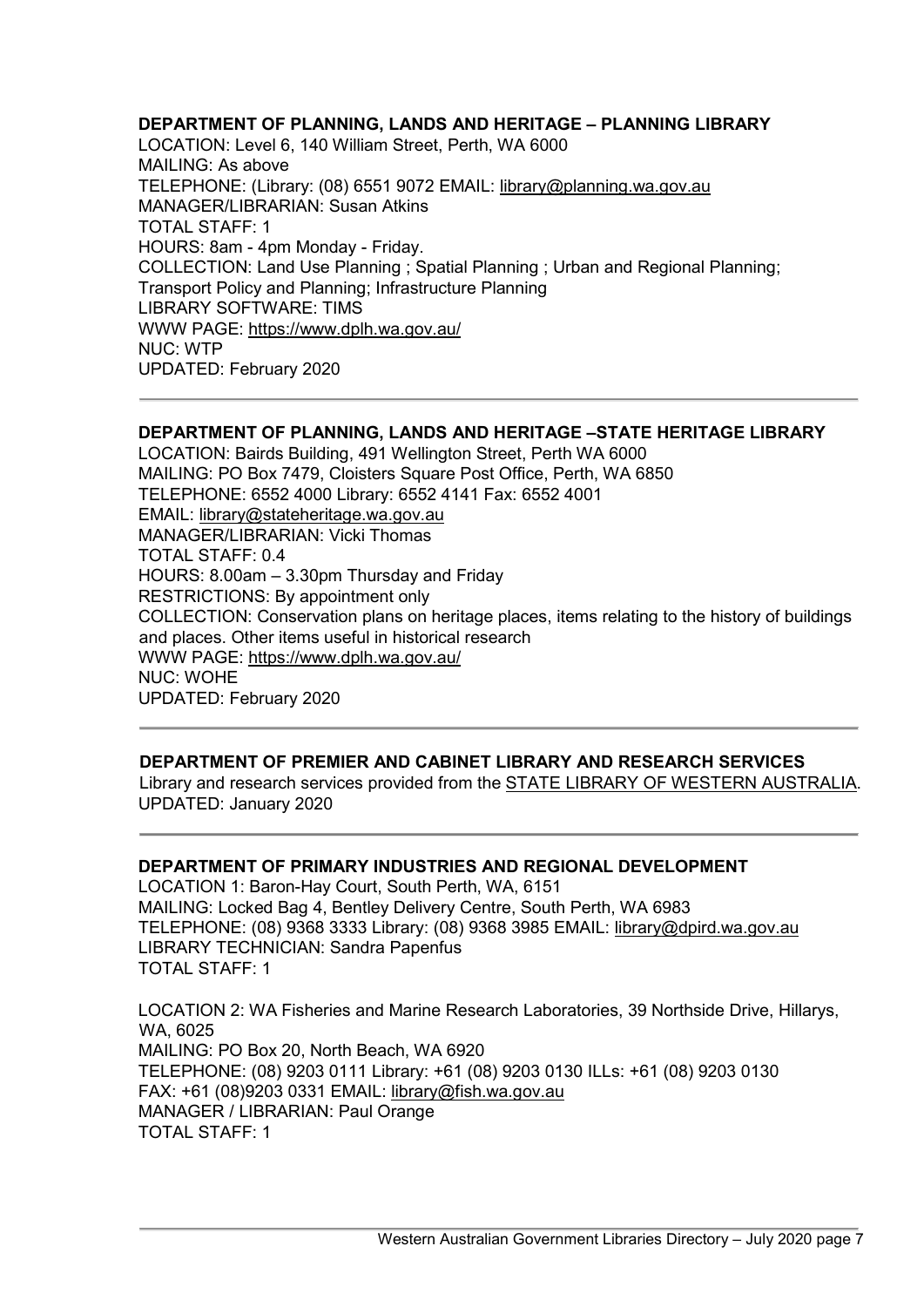**DEPARTMENT OF PLANNING, LANDS AND HERITAGE – PLANNING LIBRARY**

LOCATION: Level 6, 140 William Street, Perth, WA 6000
MAILING: As above
TELEPHONE: (Library: (08) 6551 9072 EMAIL: library@planning.wa.gov.au
MANAGER/LIBRARIAN: Susan Atkins
TOTAL STAFF: 1
HOURS: 8am - 4pm Monday - Friday.
COLLECTION: Land Use Planning ; Spatial Planning ; Urban and Regional Planning; Transport Policy and Planning; Infrastructure Planning
LIBRARY SOFTWARE: TIMS
WWW PAGE: https://www.dplh.wa.gov.au/
NUC: WTP
UPDATED: February 2020

---

**DEPARTMENT OF PLANNING, LANDS AND HERITAGE –STATE HERITAGE LIBRARY**

LOCATION: Bairds Building, 491 Wellington Street, Perth WA 6000
MAILING: PO Box 7479, Cloisters Square Post Office, Perth, WA 6850
TELEPHONE: 6552 4000 Library: 6552 4141 Fax: 6552 4001
EMAIL: library@stateheritage.wa.gov.au
MANAGER/LIBRARIAN: Vicki Thomas
TOTAL STAFF: 0.4
HOURS: 8.00am – 3.30pm Thursday and Friday
RESTRICTIONS: By appointment only
COLLECTION: Conservation plans on heritage places, items relating to the history of buildings and places. Other items useful in historical research
WWW PAGE: https://www.dplh.wa.gov.au/
NUC: WOHE
UPDATED: February 2020

---

**DEPARTMENT OF PREMIER AND CABINET LIBRARY AND RESEARCH SERVICES**

Library and research services provided from the STATE LIBRARY OF WESTERN AUSTRALIA.
UPDATED: January 2020

---

**DEPARTMENT OF PRIMARY INDUSTRIES AND REGIONAL DEVELOPMENT**

LOCATION 1: Baron-Hay Court, South Perth, WA, 6151
MAILING: Locked Bag 4, Bentley Delivery Centre, South Perth, WA 6983
TELEPHONE: (08) 9368 3333 Library: (08) 9368 3985 EMAIL: library@dpird.wa.gov.au
LIBRARY TECHNICIAN: Sandra Papenfus
TOTAL STAFF: 1

LOCATION 2: WA Fisheries and Marine Research Laboratories, 39 Northside Drive, Hillarys, WA, 6025
MAILING: PO Box 20, North Beach, WA 6920
TELEPHONE: (08) 9203 0111 Library: +61 (08) 9203 0130 ILLs: +61 (08) 9203 0130
FAX: +61 (08)9203 0331 EMAIL: library@fish.wa.gov.au
MANAGER / LIBRARIAN: Paul Orange
TOTAL STAFF: 1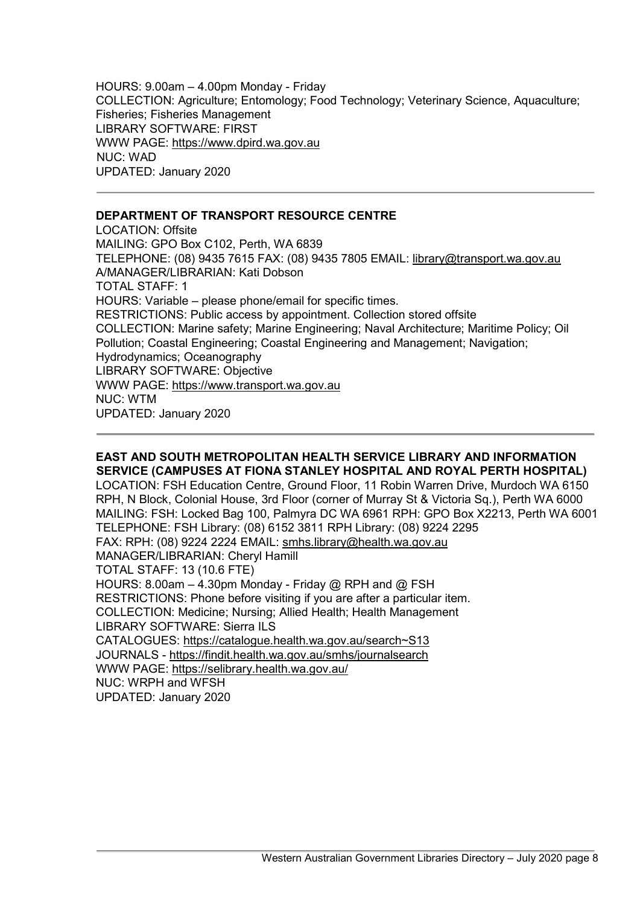HOURS: 9.00am – 4.00pm Monday - Friday
COLLECTION: Agriculture; Entomology; Food Technology; Veterinary Science, Aquaculture; Fisheries; Fisheries Management
LIBRARY SOFTWARE: FIRST
WWW PAGE: https://www.dpird.wa.gov.au
NUC: WAD
UPDATED: January 2020

---

### DEPARTMENT OF TRANSPORT RESOURCE CENTRE

LOCATION: Offsite
MAILING: GPO Box C102, Perth, WA 6839
TELEPHONE: (08) 9435 7615 FAX: (08) 9435 7805 EMAIL: library@transport.wa.gov.au
A/MANAGER/LIBRARIAN: Kati Dobson
TOTAL STAFF: 1
HOURS: Variable – please phone/email for specific times.
RESTRICTIONS: Public access by appointment. Collection stored offsite
COLLECTION: Marine safety; Marine Engineering; Naval Architecture; Maritime Policy; Oil Pollution; Coastal Engineering; Coastal Engineering and Management; Navigation; Hydrodynamics; Oceanography
LIBRARY SOFTWARE: Objective
WWW PAGE: https://www.transport.wa.gov.au
NUC: WTM
UPDATED: January 2020

---

### EAST AND SOUTH METROPOLITAN HEALTH SERVICE LIBRARY AND INFORMATION SERVICE (CAMPUSES AT FIONA STANLEY HOSPITAL AND ROYAL PERTH HOSPITAL)

LOCATION: FSH Education Centre, Ground Floor, 11 Robin Warren Drive, Murdoch WA 6150
RPH, N Block, Colonial House, 3rd Floor (corner of Murray St & Victoria Sq.), Perth WA 6000
MAILING: FSH: Locked Bag 100, Palmyra DC WA 6961 RPH: GPO Box X2213, Perth WA 6001
TELEPHONE: FSH Library: (08) 6152 3811 RPH Library: (08) 9224 2295
FAX: RPH: (08) 9224 2224 EMAIL: smhs.library@health.wa.gov.au
MANAGER/LIBRARIAN: Cheryl Hamill
TOTAL STAFF: 13 (10.6 FTE)
HOURS: 8.00am – 4.30pm Monday - Friday @ RPH and @ FSH
RESTRICTIONS: Phone before visiting if you are after a particular item.
COLLECTION: Medicine; Nursing; Allied Health; Health Management
LIBRARY SOFTWARE: Sierra ILS
CATALOGUES: https://catalogue.health.wa.gov.au/search~S13
JOURNALS - https://findit.health.wa.gov.au/smhs/journalsearch
WWW PAGE: https://selibrary.health.wa.gov.au/
NUC: WRPH and WFSH
UPDATED: January 2020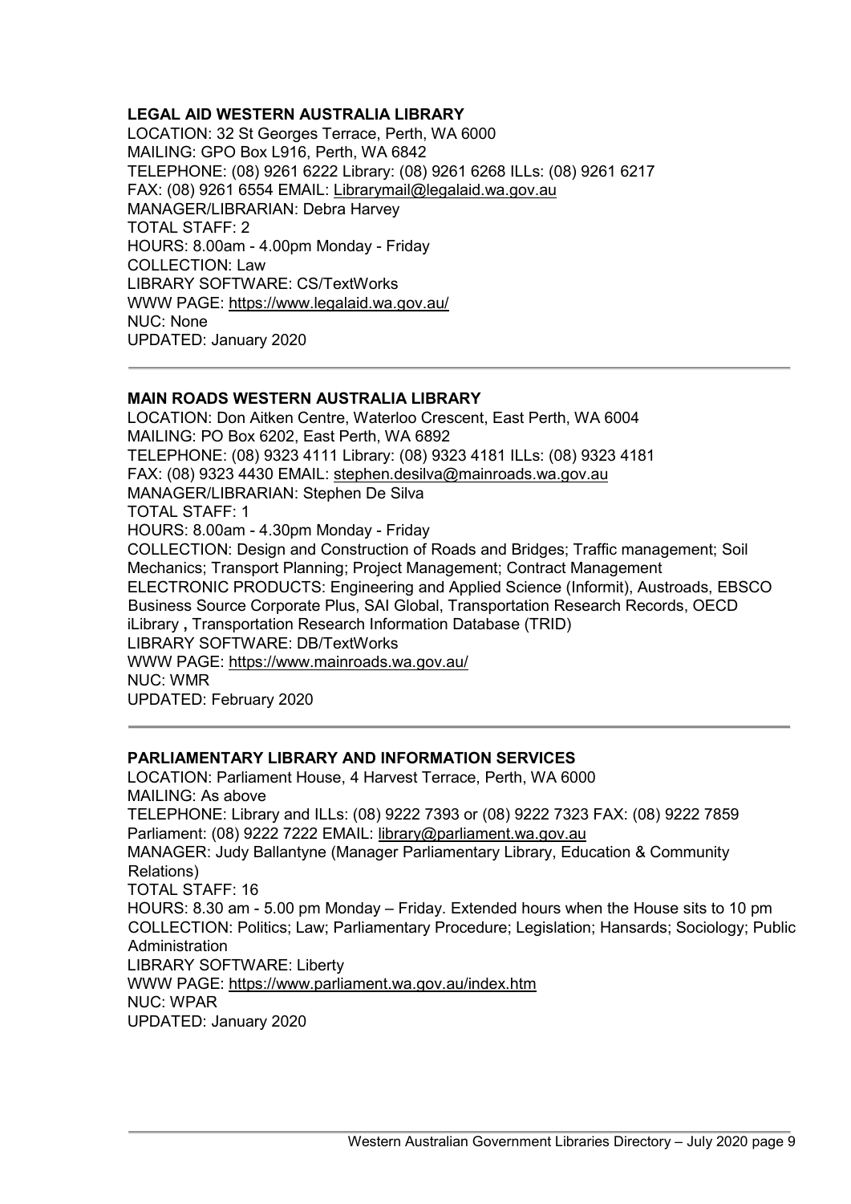**LEGAL AID WESTERN AUSTRALIA LIBRARY**

LOCATION: 32 St Georges Terrace, Perth, WA 6000
MAILING: GPO Box L916, Perth, WA 6842
TELEPHONE: (08) 9261 6222 Library: (08) 9261 6268 ILLs: (08) 9261 6217
FAX: (08) 9261 6554 EMAIL: Librarymail@legalaid.wa.gov.au
MANAGER/LIBRARIAN: Debra Harvey
TOTAL STAFF: 2
HOURS: 8.00am - 4.00pm Monday - Friday
COLLECTION: Law
LIBRARY SOFTWARE: CS/TextWorks
WWW PAGE: https://www.legalaid.wa.gov.au/
NUC: None
UPDATED: January 2020

---

**MAIN ROADS WESTERN AUSTRALIA LIBRARY**

LOCATION: Don Aitken Centre, Waterloo Crescent, East Perth, WA 6004
MAILING: PO Box 6202, East Perth, WA 6892
TELEPHONE: (08) 9323 4111 Library: (08) 9323 4181 ILLs: (08) 9323 4181
FAX: (08) 9323 4430 EMAIL: stephen.desilva@mainroads.wa.gov.au
MANAGER/LIBRARIAN: Stephen De Silva
TOTAL STAFF: 1
HOURS: 8.00am - 4.30pm Monday - Friday
COLLECTION: Design and Construction of Roads and Bridges; Traffic management; Soil Mechanics; Transport Planning; Project Management; Contract Management
ELECTRONIC PRODUCTS: Engineering and Applied Science (Informit), Austroads, EBSCO Business Source Corporate Plus, SAI Global, Transportation Research Records, OECD iLibrary **,** Transportation Research Information Database (TRID)
LIBRARY SOFTWARE: DB/TextWorks
WWW PAGE: https://www.mainroads.wa.gov.au/
NUC: WMR
UPDATED: February 2020

---

**PARLIAMENTARY LIBRARY AND INFORMATION SERVICES**

LOCATION: Parliament House, 4 Harvest Terrace, Perth, WA 6000
MAILING: As above
TELEPHONE: Library and ILLs: (08) 9222 7393 or (08) 9222 7323 FAX: (08) 9222 7859
Parliament: (08) 9222 7222 EMAIL: library@parliament.wa.gov.au
MANAGER: Judy Ballantyne (Manager Parliamentary Library, Education & Community Relations)
TOTAL STAFF: 16
HOURS: 8.30 am - 5.00 pm Monday – Friday. Extended hours when the House sits to 10 pm
COLLECTION: Politics; Law; Parliamentary Procedure; Legislation; Hansards; Sociology; Public Administration
LIBRARY SOFTWARE: Liberty
WWW PAGE: https://www.parliament.wa.gov.au/index.htm
NUC: WPAR
UPDATED: January 2020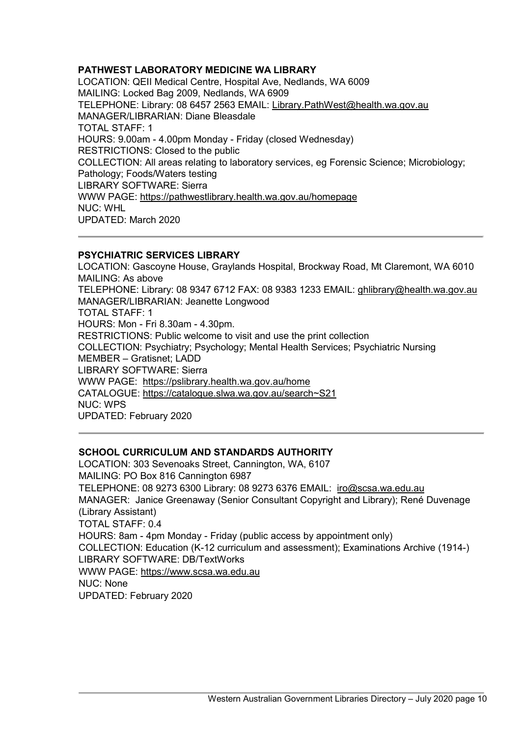### PATHWEST LABORATORY MEDICINE WA LIBRARY

LOCATION: QEII Medical Centre, Hospital Ave, Nedlands, WA 6009
MAILING: Locked Bag 2009, Nedlands, WA 6909
TELEPHONE: Library: 08 6457 2563 EMAIL: Library.PathWest@health.wa.gov.au
MANAGER/LIBRARIAN: Diane Bleasdale
TOTAL STAFF: 1
HOURS: 9.00am - 4.00pm Monday - Friday (closed Wednesday)
RESTRICTIONS: Closed to the public
COLLECTION: All areas relating to laboratory services, eg Forensic Science; Microbiology; Pathology; Foods/Waters testing
LIBRARY SOFTWARE: Sierra
WWW PAGE: https://pathwestlibrary.health.wa.gov.au/homepage
NUC: WHL
UPDATED: March 2020

---

### PSYCHIATRIC SERVICES LIBRARY

LOCATION: Gascoyne House, Graylands Hospital, Brockway Road, Mt Claremont, WA 6010
MAILING: As above
TELEPHONE: Library: 08 9347 6712 FAX: 08 9383 1233 EMAIL: ghlibrary@health.wa.gov.au
MANAGER/LIBRARIAN: Jeanette Longwood
TOTAL STAFF: 1
HOURS: Mon - Fri 8.30am - 4.30pm.
RESTRICTIONS: Public welcome to visit and use the print collection
COLLECTION: Psychiatry; Psychology; Mental Health Services; Psychiatric Nursing
MEMBER – Gratisnet; LADD
LIBRARY SOFTWARE: Sierra
WWW PAGE: https://pslibrary.health.wa.gov.au/home
CATALOGUE: https://catalogue.slwa.wa.gov.au/search~S21
NUC: WPS
UPDATED: February 2020

---

### SCHOOL CURRICULUM AND STANDARDS AUTHORITY

LOCATION: 303 Sevenoaks Street, Cannington, WA, 6107
MAILING: PO Box 816 Cannington 6987
TELEPHONE: 08 9273 6300 Library: 08 9273 6376 EMAIL: iro@scsa.wa.edu.au
MANAGER: Janice Greenaway (Senior Consultant Copyright and Library); René Duvenage (Library Assistant)
TOTAL STAFF: 0.4
HOURS: 8am - 4pm Monday - Friday (public access by appointment only)
COLLECTION: Education (K-12 curriculum and assessment); Examinations Archive (1914-)
LIBRARY SOFTWARE: DB/TextWorks
WWW PAGE: https://www.scsa.wa.edu.au
NUC: None
UPDATED: February 2020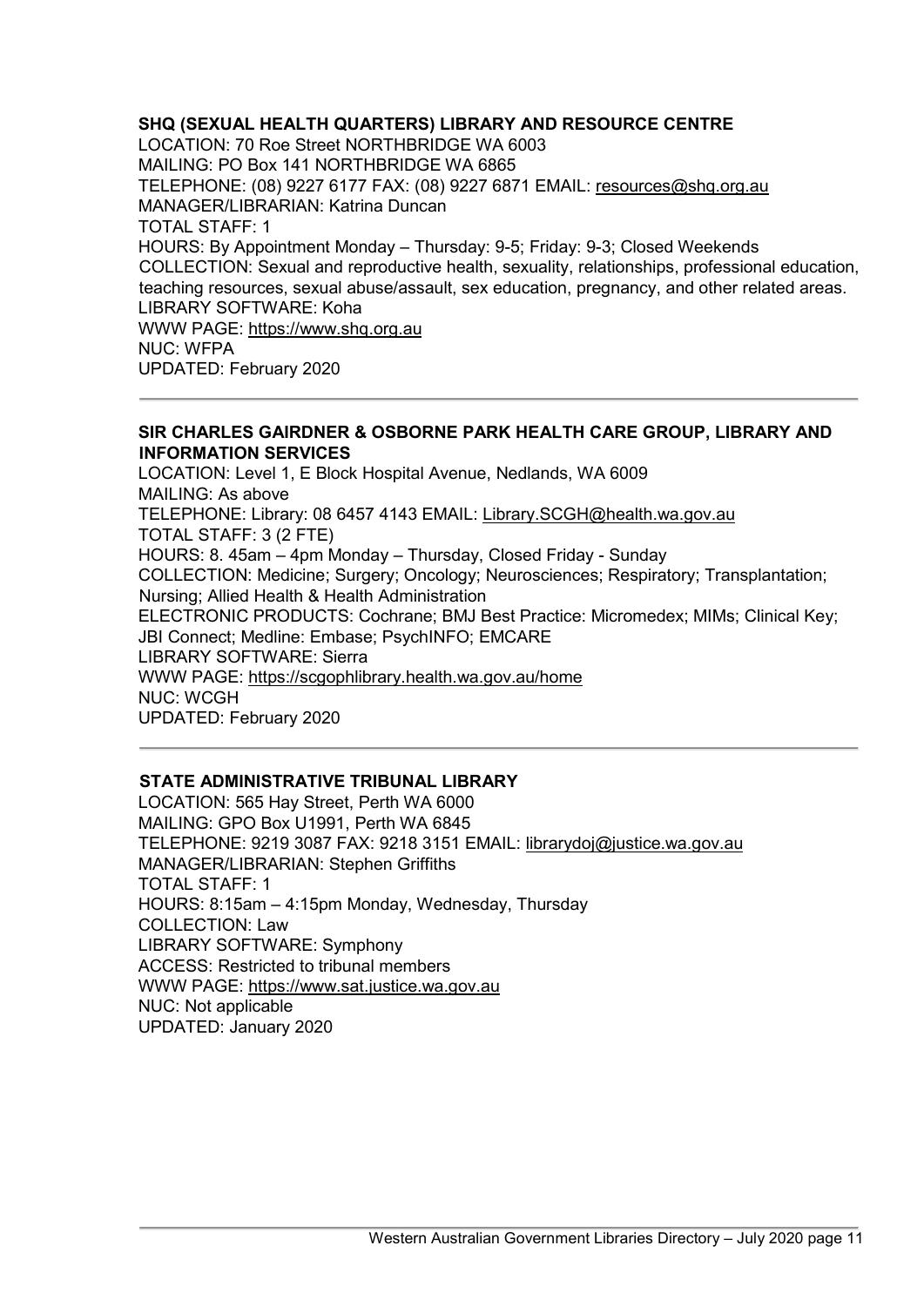## SHQ (SEXUAL HEALTH QUARTERS) LIBRARY AND RESOURCE CENTRE

LOCATION: 70 Roe Street NORTHBRIDGE WA 6003
MAILING: PO Box 141 NORTHBRIDGE WA 6865
TELEPHONE: (08) 9227 6177 FAX: (08) 9227 6871 EMAIL: resources@shq.org.au
MANAGER/LIBRARIAN: Katrina Duncan
TOTAL STAFF: 1
HOURS: By Appointment Monday – Thursday: 9-5; Friday: 9-3; Closed Weekends
COLLECTION: Sexual and reproductive health, sexuality, relationships, professional education, teaching resources, sexual abuse/assault, sex education, pregnancy, and other related areas.
LIBRARY SOFTWARE: Koha
WWW PAGE: https://www.shq.org.au
NUC: WFPA
UPDATED: February 2020

---

## SIR CHARLES GAIRDNER & OSBORNE PARK HEALTH CARE GROUP, LIBRARY AND INFORMATION SERVICES

LOCATION: Level 1, E Block Hospital Avenue, Nedlands, WA 6009
MAILING: As above
TELEPHONE: Library: 08 6457 4143 EMAIL: Library.SCGH@health.wa.gov.au
TOTAL STAFF: 3 (2 FTE)
HOURS: 8. 45am – 4pm Monday – Thursday, Closed Friday - Sunday
COLLECTION: Medicine; Surgery; Oncology; Neurosciences; Respiratory; Transplantation; Nursing; Allied Health & Health Administration
ELECTRONIC PRODUCTS: Cochrane; BMJ Best Practice: Micromedex; MIMs; Clinical Key; JBI Connect; Medline: Embase; PsychINFO; EMCARE
LIBRARY SOFTWARE: Sierra
WWW PAGE: https://scgophlibrary.health.wa.gov.au/home
NUC: WCGH
UPDATED: February 2020

---

## STATE ADMINISTRATIVE TRIBUNAL LIBRARY

LOCATION: 565 Hay Street, Perth WA 6000
MAILING: GPO Box U1991, Perth WA 6845
TELEPHONE: 9219 3087 FAX: 9218 3151 EMAIL: librarydoj@justice.wa.gov.au
MANAGER/LIBRARIAN: Stephen Griffiths
TOTAL STAFF: 1
HOURS: 8:15am – 4:15pm Monday, Wednesday, Thursday
COLLECTION: Law
LIBRARY SOFTWARE: Symphony
ACCESS: Restricted to tribunal members
WWW PAGE: https://www.sat.justice.wa.gov.au
NUC: Not applicable
UPDATED: January 2020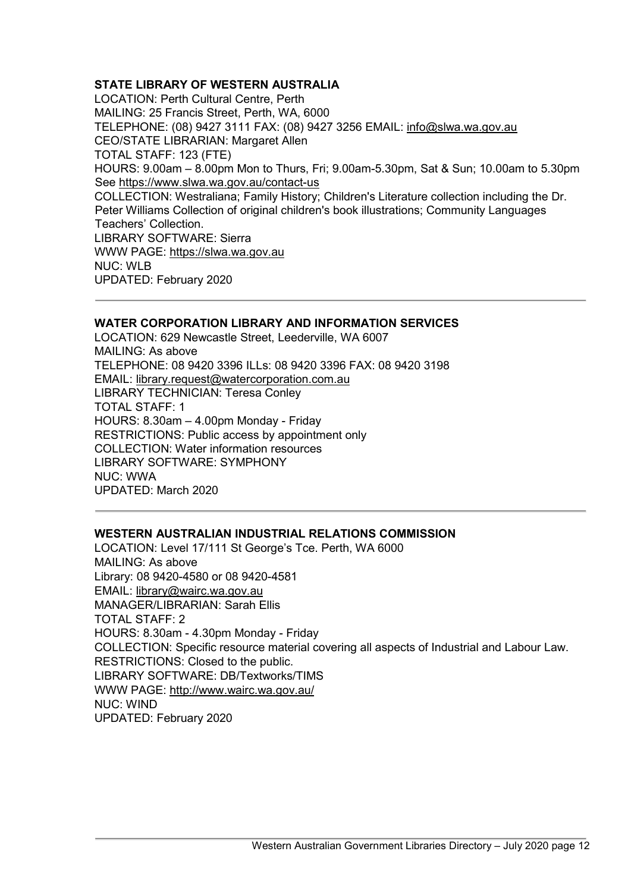**STATE LIBRARY OF WESTERN AUSTRALIA**

LOCATION: Perth Cultural Centre, Perth
MAILING: 25 Francis Street, Perth, WA, 6000
TELEPHONE: (08) 9427 3111 FAX: (08) 9427 3256 EMAIL: info@slwa.wa.gov.au
CEO/STATE LIBRARIAN: Margaret Allen
TOTAL STAFF: 123 (FTE)
HOURS: 9.00am – 8.00pm Mon to Thurs, Fri; 9.00am-5.30pm, Sat & Sun; 10.00am to 5.30pm See https://www.slwa.wa.gov.au/contact-us
COLLECTION: Westraliana; Family History; Children's Literature collection including the Dr. Peter Williams Collection of original children's book illustrations; Community Languages Teachers' Collection.
LIBRARY SOFTWARE: Sierra
WWW PAGE: https://slwa.wa.gov.au
NUC: WLB
UPDATED: February 2020

---

**WATER CORPORATION LIBRARY AND INFORMATION SERVICES**

LOCATION: 629 Newcastle Street, Leederville, WA 6007
MAILING: As above
TELEPHONE: 08 9420 3396 ILLs: 08 9420 3396 FAX: 08 9420 3198
EMAIL: library.request@watercorporation.com.au
LIBRARY TECHNICIAN: Teresa Conley
TOTAL STAFF: 1
HOURS: 8.30am – 4.00pm Monday - Friday
RESTRICTIONS: Public access by appointment only
COLLECTION: Water information resources
LIBRARY SOFTWARE: SYMPHONY
NUC: WWA
UPDATED: March 2020

---

**WESTERN AUSTRALIAN INDUSTRIAL RELATIONS COMMISSION**

LOCATION: Level 17/111 St George's Tce. Perth, WA 6000
MAILING: As above
Library: 08 9420-4580 or 08 9420-4581
EMAIL: library@wairc.wa.gov.au
MANAGER/LIBRARIAN: Sarah Ellis
TOTAL STAFF: 2
HOURS: 8.30am - 4.30pm Monday - Friday
COLLECTION: Specific resource material covering all aspects of Industrial and Labour Law.
RESTRICTIONS: Closed to the public.
LIBRARY SOFTWARE: DB/Textworks/TIMS
WWW PAGE: http://www.wairc.wa.gov.au/
NUC: WIND
UPDATED: February 2020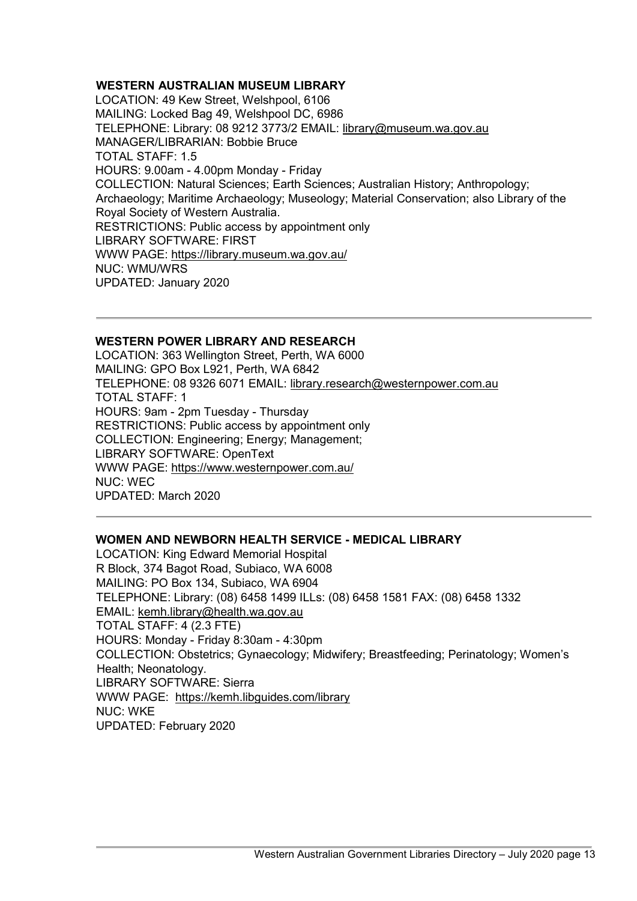**WESTERN AUSTRALIAN MUSEUM LIBRARY**

LOCATION: 49 Kew Street, Welshpool, 6106
MAILING: Locked Bag 49, Welshpool DC, 6986
TELEPHONE: Library: 08 9212 3773/2 EMAIL: library@museum.wa.gov.au
MANAGER/LIBRARIAN: Bobbie Bruce
TOTAL STAFF: 1.5
HOURS: 9.00am - 4.00pm Monday - Friday
COLLECTION: Natural Sciences; Earth Sciences; Australian History; Anthropology; Archaeology; Maritime Archaeology; Museology; Material Conservation; also Library of the Royal Society of Western Australia.
RESTRICTIONS: Public access by appointment only
LIBRARY SOFTWARE: FIRST
WWW PAGE: https://library.museum.wa.gov.au/
NUC: WMU/WRS
UPDATED: January 2020

---

**WESTERN POWER LIBRARY AND RESEARCH**

LOCATION: 363 Wellington Street, Perth, WA 6000
MAILING: GPO Box L921, Perth, WA 6842
TELEPHONE: 08 9326 6071 EMAIL: library.research@westernpower.com.au
TOTAL STAFF: 1
HOURS: 9am - 2pm Tuesday - Thursday
RESTRICTIONS: Public access by appointment only
COLLECTION: Engineering; Energy; Management;
LIBRARY SOFTWARE: OpenText
WWW PAGE: https://www.westernpower.com.au/
NUC: WEC
UPDATED: March 2020

---

**WOMEN AND NEWBORN HEALTH SERVICE - MEDICAL LIBRARY**

LOCATION: King Edward Memorial Hospital
R Block, 374 Bagot Road, Subiaco, WA 6008
MAILING: PO Box 134, Subiaco, WA 6904
TELEPHONE: Library: (08) 6458 1499 ILLs: (08) 6458 1581 FAX: (08) 6458 1332
EMAIL: kemh.library@health.wa.gov.au
TOTAL STAFF: 4 (2.3 FTE)
HOURS: Monday - Friday 8:30am - 4:30pm
COLLECTION: Obstetrics; Gynaecology; Midwifery; Breastfeeding; Perinatology; Women's Health; Neonatology.
LIBRARY SOFTWARE: Sierra
WWW PAGE: https://kemh.libguides.com/library
NUC: WKE
UPDATED: February 2020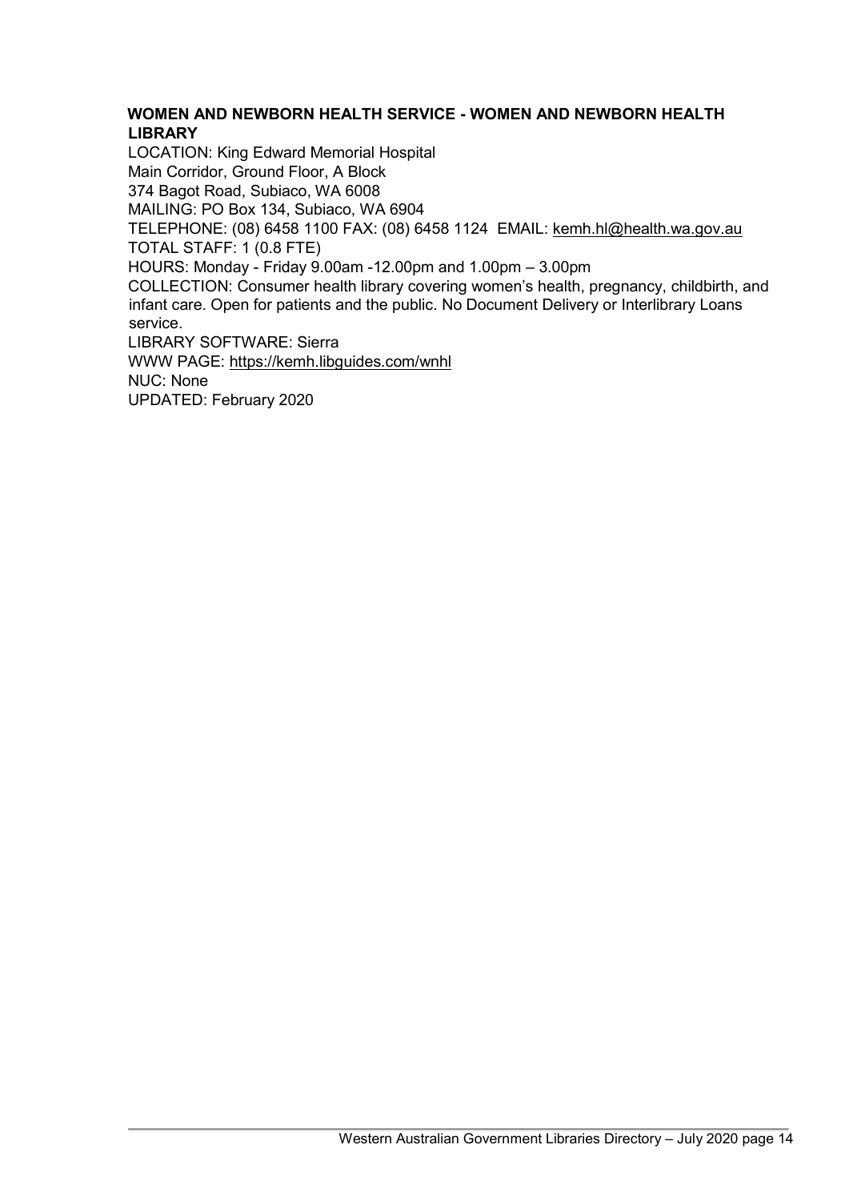**WOMEN AND NEWBORN HEALTH SERVICE - WOMEN AND NEWBORN HEALTH LIBRARY**

LOCATION: King Edward Memorial Hospital
Main Corridor, Ground Floor, A Block
374 Bagot Road, Subiaco, WA 6008
MAILING: PO Box 134, Subiaco, WA 6904
TELEPHONE: (08) 6458 1100 FAX: (08) 6458 1124 EMAIL: kemh.hl@health.wa.gov.au
TOTAL STAFF: 1 (0.8 FTE)
HOURS: Monday - Friday 9.00am -12.00pm and 1.00pm – 3.00pm
COLLECTION: Consumer health library covering women's health, pregnancy, childbirth, and infant care. Open for patients and the public. No Document Delivery or Interlibrary Loans service.
LIBRARY SOFTWARE: Sierra
WWW PAGE: https://kemh.libguides.com/wnhl
NUC: None
UPDATED: February 2020